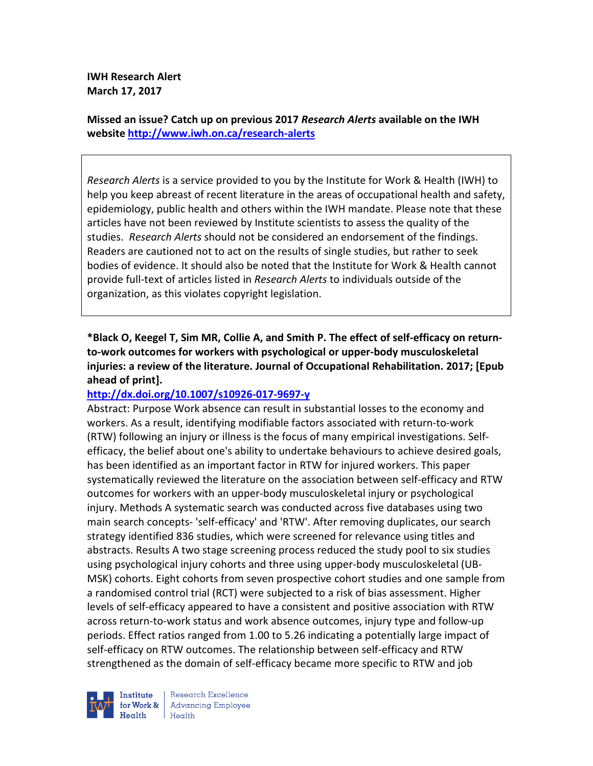**IWH Research Alert**
**March 17, 2017**

**Missed an issue? Catch up on previous 2017 *Research Alerts* available on the IWH website [http://www.iwh.on.ca/research-alerts](http://www.iwh.on.ca/research-alerts)**

> *Research Alerts* is a service provided to you by the Institute for Work & Health (IWH) to help you keep abreast of recent literature in the areas of occupational health and safety, epidemiology, public health and others within the IWH mandate. Please note that these articles have not been reviewed by Institute scientists to assess the quality of the studies. *Research Alerts* should not be considered an endorsement of the findings. Readers are cautioned not to act on the results of single studies, but rather to seek bodies of evidence. It should also be noted that the Institute for Work & Health cannot provide full-text of articles listed in *Research Alerts* to individuals outside of the organization, as this violates copyright legislation.

**\*Black O, Keegel T, Sim MR, Collie A, and Smith P. The effect of self-efficacy on return-to-work outcomes for workers with psychological or upper-body musculoskeletal injuries: a review of the literature. Journal of Occupational Rehabilitation. 2017; [Epub ahead of print].**

[http://dx.doi.org/10.1007/s10926-017-9697-y](http://dx.doi.org/10.1007/s10926-017-9697-y)

Abstract: Purpose Work absence can result in substantial losses to the economy and workers. As a result, identifying modifiable factors associated with return-to-work (RTW) following an injury or illness is the focus of many empirical investigations. Self-efficacy, the belief about one's ability to undertake behaviours to achieve desired goals, has been identified as an important factor in RTW for injured workers. This paper systematically reviewed the literature on the association between self-efficacy and RTW outcomes for workers with an upper-body musculoskeletal injury or psychological injury. Methods A systematic search was conducted across five databases using two main search concepts- 'self-efficacy' and 'RTW'. After removing duplicates, our search strategy identified 836 studies, which were screened for relevance using titles and abstracts. Results A two stage screening process reduced the study pool to six studies using psychological injury cohorts and three using upper-body musculoskeletal (UB-MSK) cohorts. Eight cohorts from seven prospective cohort studies and one sample from a randomised control trial (RCT) were subjected to a risk of bias assessment. Higher levels of self-efficacy appeared to have a consistent and positive association with RTW across return-to-work status and work absence outcomes, injury type and follow-up periods. Effect ratios ranged from 1.00 to 5.26 indicating a potentially large impact of self-efficacy on RTW outcomes. The relationship between self-efficacy and RTW strengthened as the domain of self-efficacy became more specific to RTW and job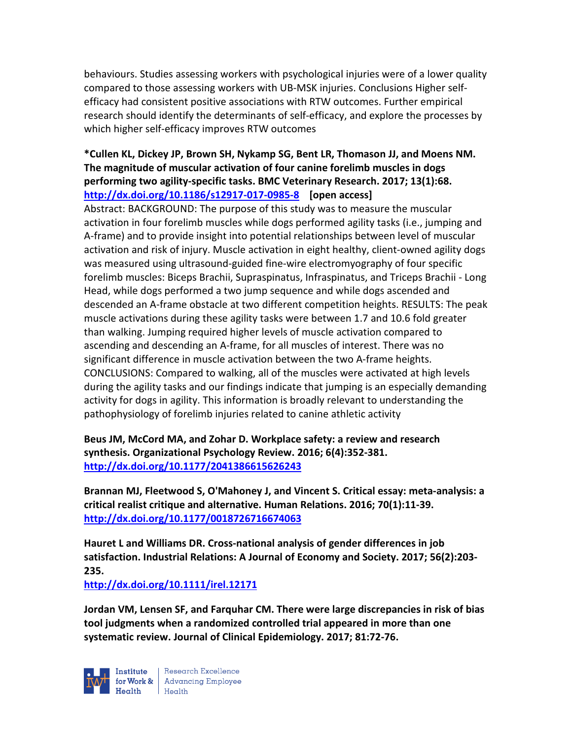behaviours. Studies assessing workers with psychological injuries were of a lower quality compared to those assessing workers with UB-MSK injuries. Conclusions Higher self-efficacy had consistent positive associations with RTW outcomes. Further empirical research should identify the determinants of self-efficacy, and explore the processes by which higher self-efficacy improves RTW outcomes

**\*Cullen KL, Dickey JP, Brown SH, Nykamp SG, Bent LR, Thomason JJ, and Moens NM. The magnitude of muscular activation of four canine forelimb muscles in dogs performing two agility-specific tasks. BMC Veterinary Research. 2017; 13(1):68.**
**[http://dx.doi.org/10.1186/s12917-017-0985-8](http://dx.doi.org/10.1186/s12917-017-0985-8) [open access]**

Abstract: BACKGROUND: The purpose of this study was to measure the muscular activation in four forelimb muscles while dogs performed agility tasks (i.e., jumping and A-frame) and to provide insight into potential relationships between level of muscular activation and risk of injury. Muscle activation in eight healthy, client-owned agility dogs was measured using ultrasound-guided fine-wire electromyography of four specific forelimb muscles: Biceps Brachii, Supraspinatus, Infraspinatus, and Triceps Brachii - Long Head, while dogs performed a two jump sequence and while dogs ascended and descended an A-frame obstacle at two different competition heights. RESULTS: The peak muscle activations during these agility tasks were between 1.7 and 10.6 fold greater than walking. Jumping required higher levels of muscle activation compared to ascending and descending an A-frame, for all muscles of interest. There was no significant difference in muscle activation between the two A-frame heights. CONCLUSIONS: Compared to walking, all of the muscles were activated at high levels during the agility tasks and our findings indicate that jumping is an especially demanding activity for dogs in agility. This information is broadly relevant to understanding the pathophysiology of forelimb injuries related to canine athletic activity

**Beus JM, McCord MA, and Zohar D. Workplace safety: a review and research synthesis. Organizational Psychology Review. 2016; 6(4):352-381.**
**[http://dx.doi.org/10.1177/2041386615626243](http://dx.doi.org/10.1177/2041386615626243)**

**Brannan MJ, Fleetwood S, O'Mahoney J, and Vincent S. Critical essay: meta-analysis: a critical realist critique and alternative. Human Relations. 2016; 70(1):11-39.**
**[http://dx.doi.org/10.1177/0018726716674063](http://dx.doi.org/10.1177/0018726716674063)**

**Hauret L and Williams DR. Cross-national analysis of gender differences in job satisfaction. Industrial Relations: A Journal of Economy and Society. 2017; 56(2):203-235.**
**[http://dx.doi.org/10.1111/irel.12171](http://dx.doi.org/10.1111/irel.12171)**

**Jordan VM, Lensen SF, and Farquhar CM. There were large discrepancies in risk of bias tool judgments when a randomized controlled trial appeared in more than one systematic review. Journal of Clinical Epidemiology. 2017; 81:72-76.**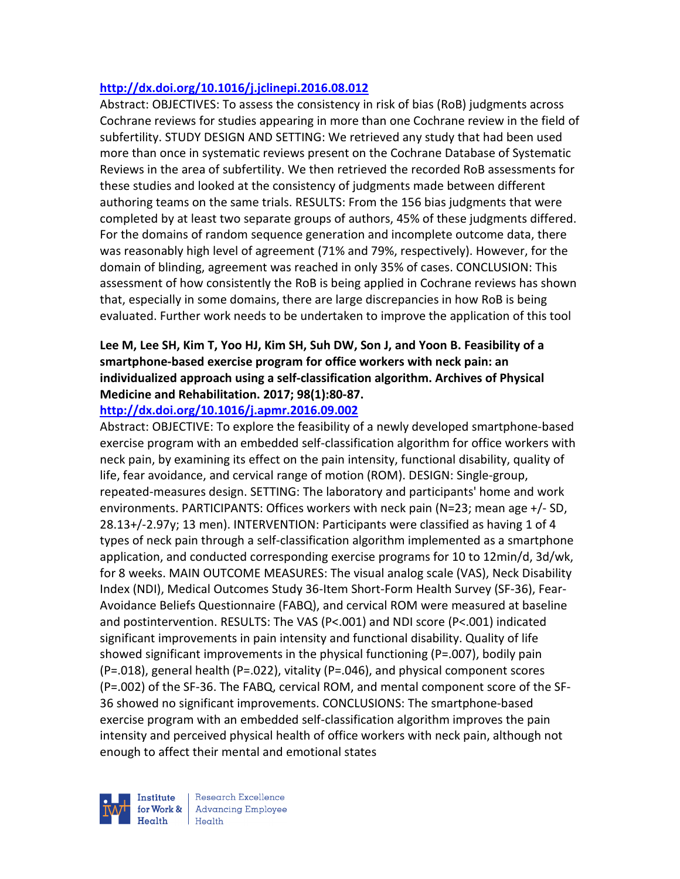http://dx.doi.org/10.1016/j.jclinepi.2016.08.012

Abstract: OBJECTIVES: To assess the consistency in risk of bias (RoB) judgments across Cochrane reviews for studies appearing in more than one Cochrane review in the field of subfertility. STUDY DESIGN AND SETTING: We retrieved any study that had been used more than once in systematic reviews present on the Cochrane Database of Systematic Reviews in the area of subfertility. We then retrieved the recorded RoB assessments for these studies and looked at the consistency of judgments made between different authoring teams on the same trials. RESULTS: From the 156 bias judgments that were completed by at least two separate groups of authors, 45% of these judgments differed. For the domains of random sequence generation and incomplete outcome data, there was reasonably high level of agreement (71% and 79%, respectively). However, for the domain of blinding, agreement was reached in only 35% of cases. CONCLUSION: This assessment of how consistently the RoB is being applied in Cochrane reviews has shown that, especially in some domains, there are large discrepancies in how RoB is being evaluated. Further work needs to be undertaken to improve the application of this tool

**Lee M, Lee SH, Kim T, Yoo HJ, Kim SH, Suh DW, Son J, and Yoon B. Feasibility of a smartphone-based exercise program for office workers with neck pain: an individualized approach using a self-classification algorithm. Archives of Physical Medicine and Rehabilitation. 2017; 98(1):80-87.**

http://dx.doi.org/10.1016/j.apmr.2016.09.002

Abstract: OBJECTIVE: To explore the feasibility of a newly developed smartphone-based exercise program with an embedded self-classification algorithm for office workers with neck pain, by examining its effect on the pain intensity, functional disability, quality of life, fear avoidance, and cervical range of motion (ROM). DESIGN: Single-group, repeated-measures design. SETTING: The laboratory and participants' home and work environments. PARTICIPANTS: Offices workers with neck pain (N=23; mean age +/- SD, 28.13+/-2.97y; 13 men). INTERVENTION: Participants were classified as having 1 of 4 types of neck pain through a self-classification algorithm implemented as a smartphone application, and conducted corresponding exercise programs for 10 to 12min/d, 3d/wk, for 8 weeks. MAIN OUTCOME MEASURES: The visual analog scale (VAS), Neck Disability Index (NDI), Medical Outcomes Study 36-Item Short-Form Health Survey (SF-36), Fear-Avoidance Beliefs Questionnaire (FABQ), and cervical ROM were measured at baseline and postintervention. RESULTS: The VAS (P<.001) and NDI score (P<.001) indicated significant improvements in pain intensity and functional disability. Quality of life showed significant improvements in the physical functioning (P=.007), bodily pain (P=.018), general health (P=.022), vitality (P=.046), and physical component scores (P=.002) of the SF-36. The FABQ, cervical ROM, and mental component score of the SF-36 showed no significant improvements. CONCLUSIONS: The smartphone-based exercise program with an embedded self-classification algorithm improves the pain intensity and perceived physical health of office workers with neck pain, although not enough to affect their mental and emotional states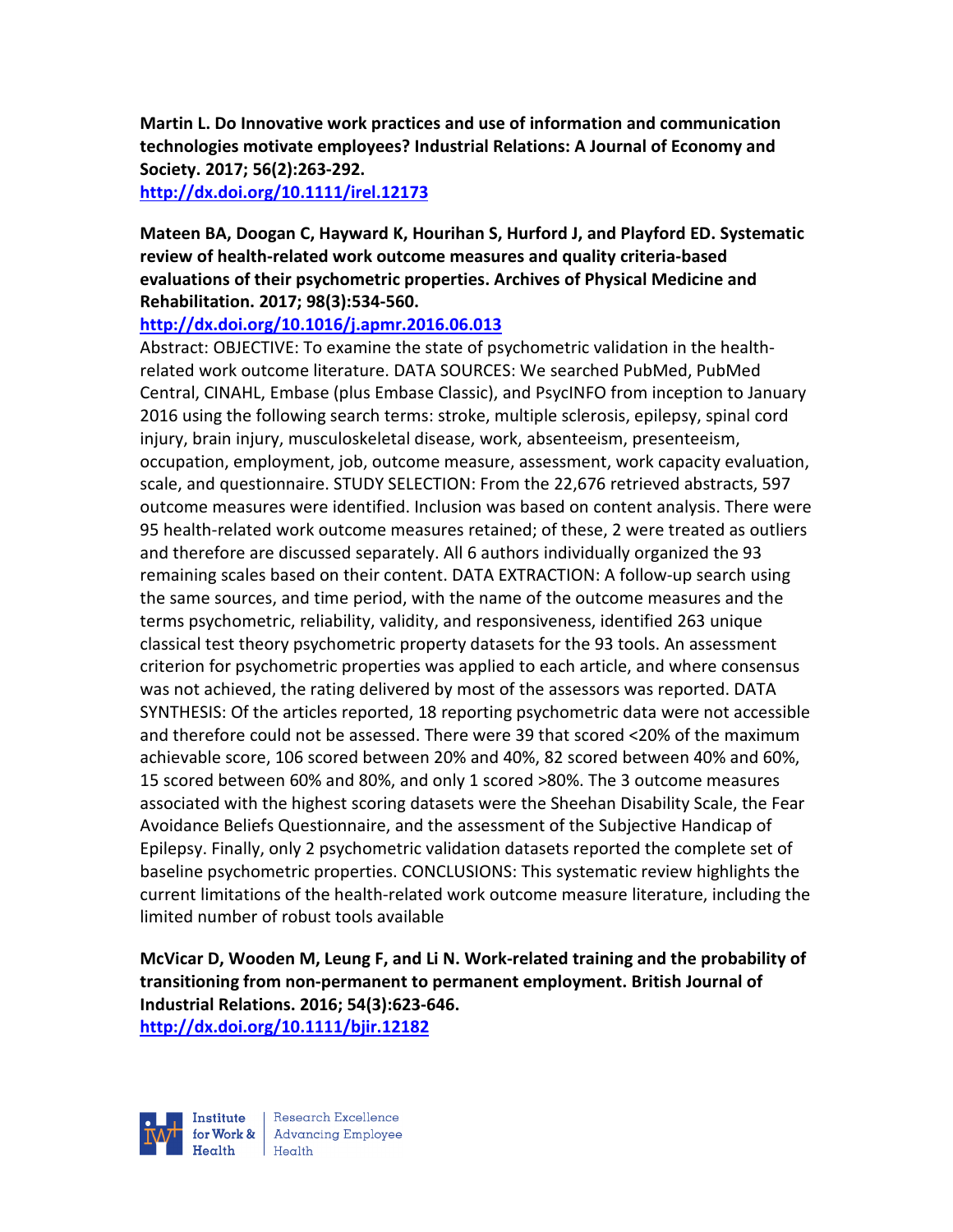**Martin L. Do Innovative work practices and use of information and communication technologies motivate employees? Industrial Relations: A Journal of Economy and Society. 2017; 56(2):263-292.**
http://dx.doi.org/10.1111/irel.12173

**Mateen BA, Doogan C, Hayward K, Hourihan S, Hurford J, and Playford ED. Systematic review of health-related work outcome measures and quality criteria-based evaluations of their psychometric properties. Archives of Physical Medicine and Rehabilitation. 2017; 98(3):534-560.**
http://dx.doi.org/10.1016/j.apmr.2016.06.013

Abstract: OBJECTIVE: To examine the state of psychometric validation in the health-related work outcome literature. DATA SOURCES: We searched PubMed, PubMed Central, CINAHL, Embase (plus Embase Classic), and PsycINFO from inception to January 2016 using the following search terms: stroke, multiple sclerosis, epilepsy, spinal cord injury, brain injury, musculoskeletal disease, work, absenteeism, presenteeism, occupation, employment, job, outcome measure, assessment, work capacity evaluation, scale, and questionnaire. STUDY SELECTION: From the 22,676 retrieved abstracts, 597 outcome measures were identified. Inclusion was based on content analysis. There were 95 health-related work outcome measures retained; of these, 2 were treated as outliers and therefore are discussed separately. All 6 authors individually organized the 93 remaining scales based on their content. DATA EXTRACTION: A follow-up search using the same sources, and time period, with the name of the outcome measures and the terms psychometric, reliability, validity, and responsiveness, identified 263 unique classical test theory psychometric property datasets for the 93 tools. An assessment criterion for psychometric properties was applied to each article, and where consensus was not achieved, the rating delivered by most of the assessors was reported. DATA SYNTHESIS: Of the articles reported, 18 reporting psychometric data were not accessible and therefore could not be assessed. There were 39 that scored <20% of the maximum achievable score, 106 scored between 20% and 40%, 82 scored between 40% and 60%, 15 scored between 60% and 80%, and only 1 scored >80%. The 3 outcome measures associated with the highest scoring datasets were the Sheehan Disability Scale, the Fear Avoidance Beliefs Questionnaire, and the assessment of the Subjective Handicap of Epilepsy. Finally, only 2 psychometric validation datasets reported the complete set of baseline psychometric properties. CONCLUSIONS: This systematic review highlights the current limitations of the health-related work outcome measure literature, including the limited number of robust tools available

**McVicar D, Wooden M, Leung F, and Li N. Work-related training and the probability of transitioning from non-permanent to permanent employment. British Journal of Industrial Relations. 2016; 54(3):623-646.**
http://dx.doi.org/10.1111/bjir.12182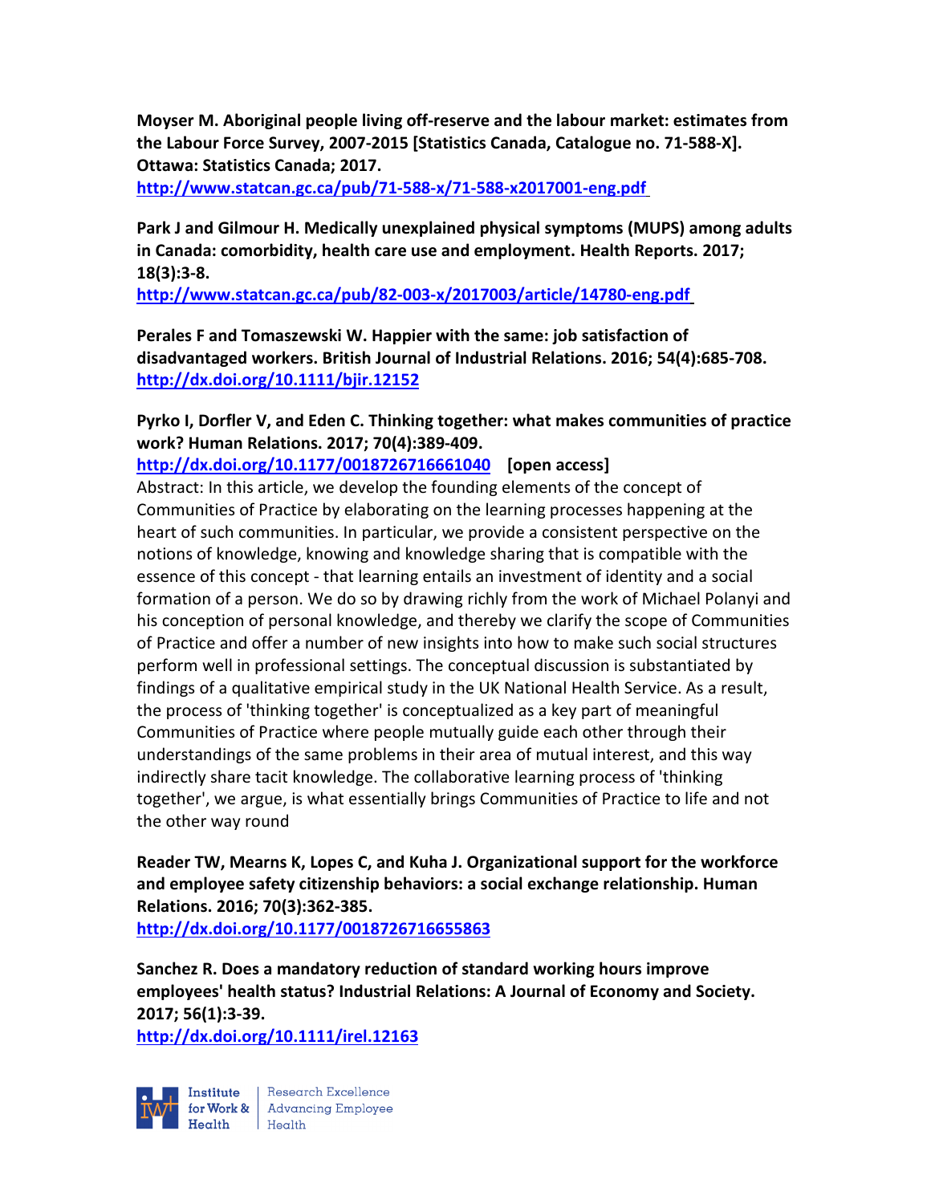**Moyser M. Aboriginal people living off-reserve and the labour market: estimates from the Labour Force Survey, 2007-2015 [Statistics Canada, Catalogue no. 71-588-X]. Ottawa: Statistics Canada; 2017.**
http://www.statcan.gc.ca/pub/71-588-x/71-588-x2017001-eng.pdf

**Park J and Gilmour H. Medically unexplained physical symptoms (MUPS) among adults in Canada: comorbidity, health care use and employment. Health Reports. 2017; 18(3):3-8.**
http://www.statcan.gc.ca/pub/82-003-x/2017003/article/14780-eng.pdf

**Perales F and Tomaszewski W. Happier with the same: job satisfaction of disadvantaged workers. British Journal of Industrial Relations. 2016; 54(4):685-708.**
http://dx.doi.org/10.1111/bjir.12152

**Pyrko I, Dorfler V, and Eden C. Thinking together: what makes communities of practice work? Human Relations. 2017; 70(4):389-409.**
http://dx.doi.org/10.1177/0018726716661040 **[open access]**
Abstract: In this article, we develop the founding elements of the concept of Communities of Practice by elaborating on the learning processes happening at the heart of such communities. In particular, we provide a consistent perspective on the notions of knowledge, knowing and knowledge sharing that is compatible with the essence of this concept - that learning entails an investment of identity and a social formation of a person. We do so by drawing richly from the work of Michael Polanyi and his conception of personal knowledge, and thereby we clarify the scope of Communities of Practice and offer a number of new insights into how to make such social structures perform well in professional settings. The conceptual discussion is substantiated by findings of a qualitative empirical study in the UK National Health Service. As a result, the process of 'thinking together' is conceptualized as a key part of meaningful Communities of Practice where people mutually guide each other through their understandings of the same problems in their area of mutual interest, and this way indirectly share tacit knowledge. The collaborative learning process of 'thinking together', we argue, is what essentially brings Communities of Practice to life and not the other way round

**Reader TW, Mearns K, Lopes C, and Kuha J. Organizational support for the workforce and employee safety citizenship behaviors: a social exchange relationship. Human Relations. 2016; 70(3):362-385.**
http://dx.doi.org/10.1177/0018726716655863

**Sanchez R. Does a mandatory reduction of standard working hours improve employees' health status? Industrial Relations: A Journal of Economy and Society. 2017; 56(1):3-39.**
http://dx.doi.org/10.1111/irel.12163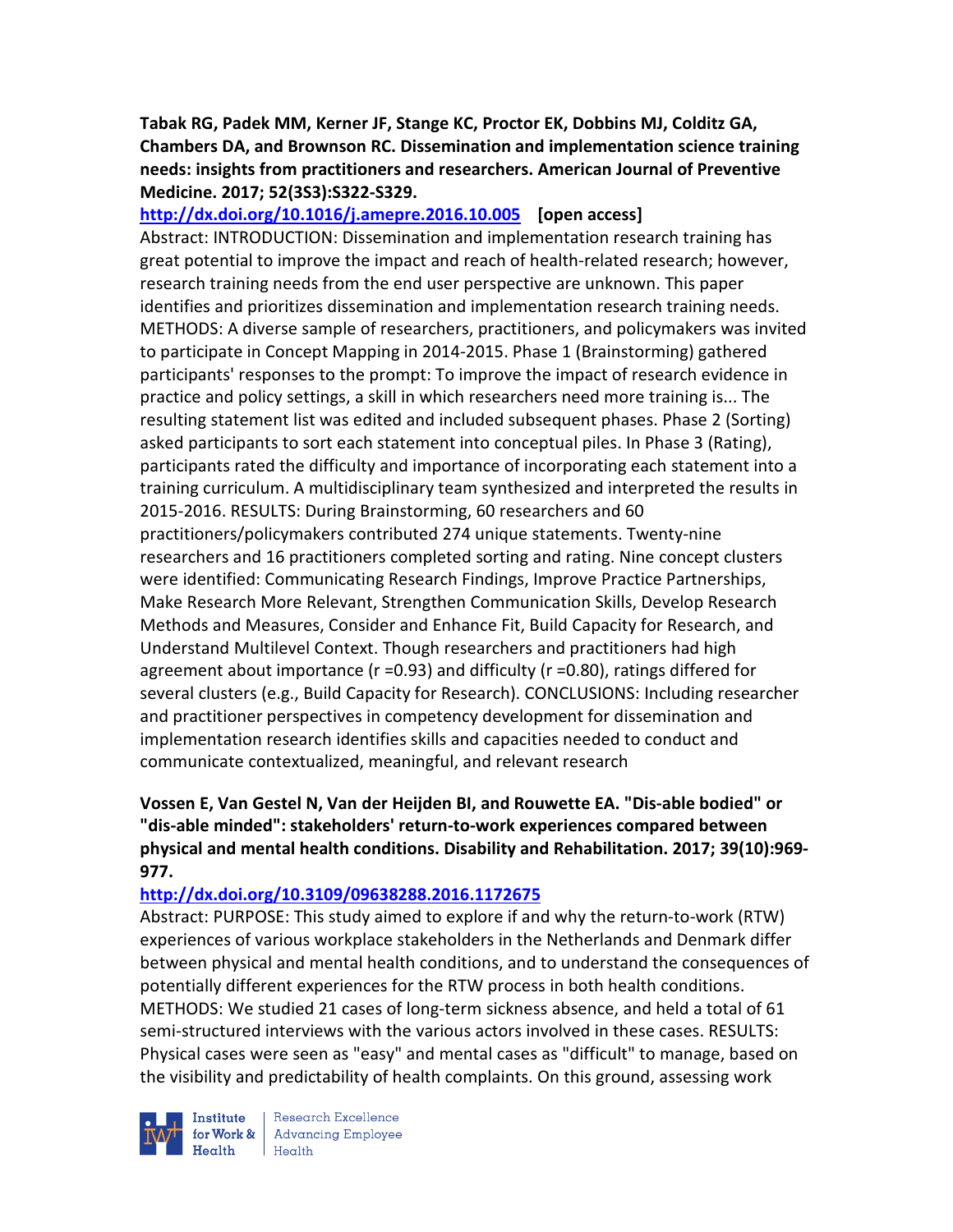**Tabak RG, Padek MM, Kerner JF, Stange KC, Proctor EK, Dobbins MJ, Colditz GA, Chambers DA, and Brownson RC. Dissemination and implementation science training needs: insights from practitioners and researchers. American Journal of Preventive Medicine. 2017; 52(3S3):S322-S329.**

http://dx.doi.org/10.1016/j.amepre.2016.10.005 **[open access]**

Abstract: INTRODUCTION: Dissemination and implementation research training has great potential to improve the impact and reach of health-related research; however, research training needs from the end user perspective are unknown. This paper identifies and prioritizes dissemination and implementation research training needs. METHODS: A diverse sample of researchers, practitioners, and policymakers was invited to participate in Concept Mapping in 2014-2015. Phase 1 (Brainstorming) gathered participants' responses to the prompt: To improve the impact of research evidence in practice and policy settings, a skill in which researchers need more training is... The resulting statement list was edited and included subsequent phases. Phase 2 (Sorting) asked participants to sort each statement into conceptual piles. In Phase 3 (Rating), participants rated the difficulty and importance of incorporating each statement into a training curriculum. A multidisciplinary team synthesized and interpreted the results in 2015-2016. RESULTS: During Brainstorming, 60 researchers and 60 practitioners/policymakers contributed 274 unique statements. Twenty-nine researchers and 16 practitioners completed sorting and rating. Nine concept clusters were identified: Communicating Research Findings, Improve Practice Partnerships, Make Research More Relevant, Strengthen Communication Skills, Develop Research Methods and Measures, Consider and Enhance Fit, Build Capacity for Research, and Understand Multilevel Context. Though researchers and practitioners had high agreement about importance (r =0.93) and difficulty (r =0.80), ratings differed for several clusters (e.g., Build Capacity for Research). CONCLUSIONS: Including researcher and practitioner perspectives in competency development for dissemination and implementation research identifies skills and capacities needed to conduct and communicate contextualized, meaningful, and relevant research

**Vossen E, Van Gestel N, Van der Heijden BI, and Rouwette EA. "Dis-able bodied" or "dis-able minded": stakeholders' return-to-work experiences compared between physical and mental health conditions. Disability and Rehabilitation. 2017; 39(10):969-977.**

http://dx.doi.org/10.3109/09638288.2016.1172675

Abstract: PURPOSE: This study aimed to explore if and why the return-to-work (RTW) experiences of various workplace stakeholders in the Netherlands and Denmark differ between physical and mental health conditions, and to understand the consequences of potentially different experiences for the RTW process in both health conditions. METHODS: We studied 21 cases of long-term sickness absence, and held a total of 61 semi-structured interviews with the various actors involved in these cases. RESULTS: Physical cases were seen as "easy" and mental cases as "difficult" to manage, based on the visibility and predictability of health complaints. On this ground, assessing work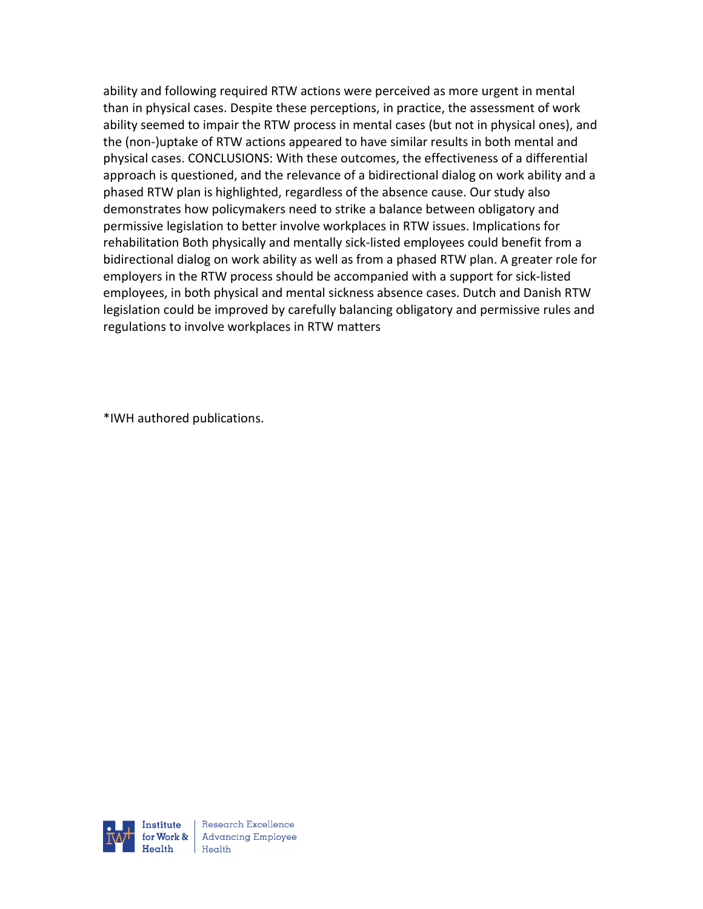ability and following required RTW actions were perceived as more urgent in mental than in physical cases. Despite these perceptions, in practice, the assessment of work ability seemed to impair the RTW process in mental cases (but not in physical ones), and the (non-)uptake of RTW actions appeared to have similar results in both mental and physical cases. CONCLUSIONS: With these outcomes, the effectiveness of a differential approach is questioned, and the relevance of a bidirectional dialog on work ability and a phased RTW plan is highlighted, regardless of the absence cause. Our study also demonstrates how policymakers need to strike a balance between obligatory and permissive legislation to better involve workplaces in RTW issues. Implications for rehabilitation Both physically and mentally sick-listed employees could benefit from a bidirectional dialog on work ability as well as from a phased RTW plan. A greater role for employers in the RTW process should be accompanied with a support for sick-listed employees, in both physical and mental sickness absence cases. Dutch and Danish RTW legislation could be improved by carefully balancing obligatory and permissive rules and regulations to involve workplaces in RTW matters

*IWH authored publications.